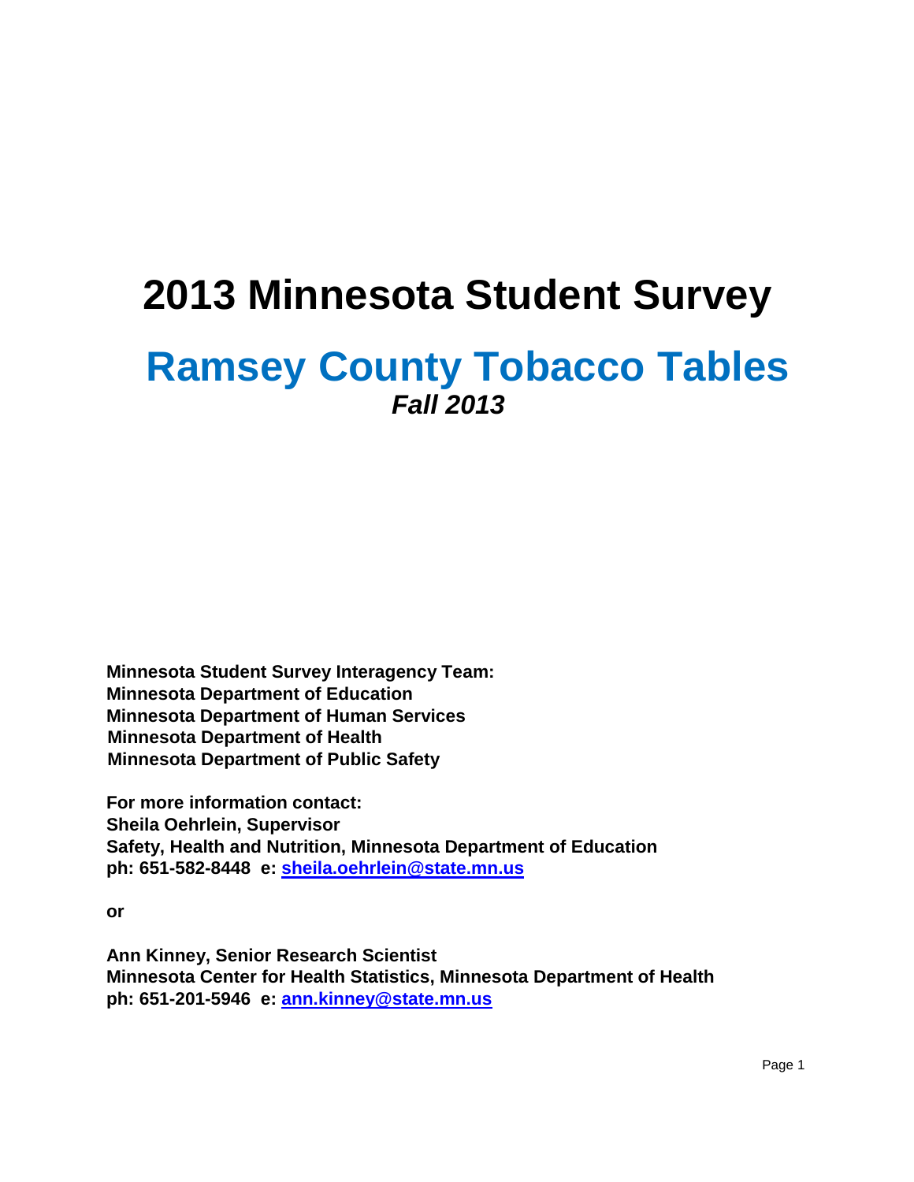# 2013 Minnesota Student Survey

## Ramsey County Tobacco Tables

***Fall 2013***

**Minnesota Student Survey Interagency Team:**
**Minnesota Department of Education**
**Minnesota Department of Human Services**
**Minnesota Department of Health**
**Minnesota Department of Public Safety**

**For more information contact:**
**Sheila Oehrlein, Supervisor**
**Safety, Health and Nutrition, Minnesota Department of Education**
**ph: 651-582-8448 e: [sheila.oehrlein@state.mn.us](mailto:sheila.oehrlein@state.mn.us)**

**or**

**Ann Kinney, Senior Research Scientist**
**Minnesota Center for Health Statistics, Minnesota Department of Health**
**ph: 651-201-5946 e: [ann.kinney@state.mn.us](mailto:ann.kinney@state.mn.us)**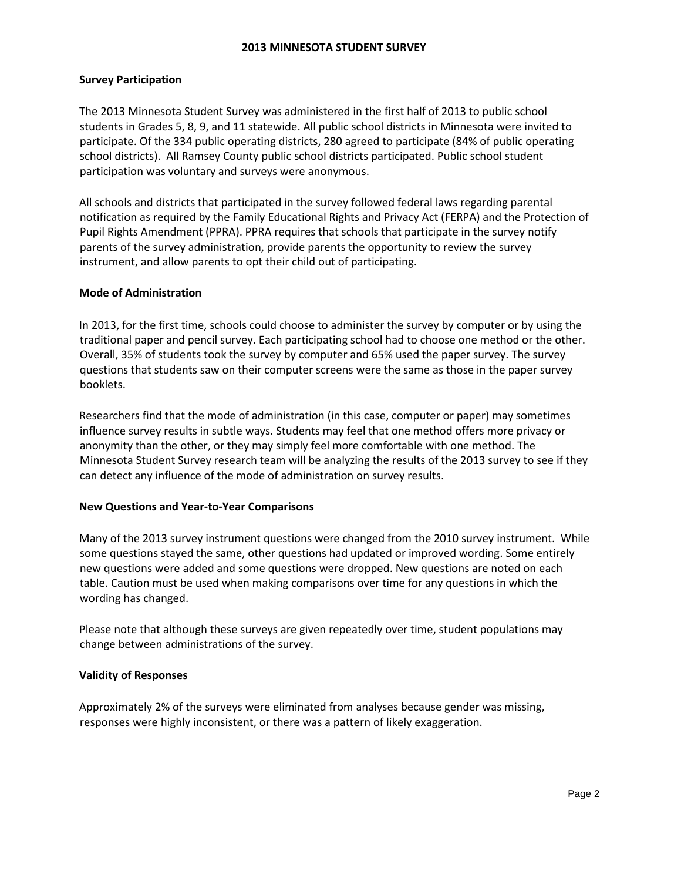## Survey Participation

The 2013 Minnesota Student Survey was administered in the first half of 2013 to public school students in Grades 5, 8, 9, and 11 statewide. All public school districts in Minnesota were invited to participate. Of the 334 public operating districts, 280 agreed to participate (84% of public operating school districts). All Ramsey County public school districts participated. Public school student participation was voluntary and surveys were anonymous.

All schools and districts that participated in the survey followed federal laws regarding parental notification as required by the Family Educational Rights and Privacy Act (FERPA) and the Protection of Pupil Rights Amendment (PPRA). PPRA requires that schools that participate in the survey notify parents of the survey administration, provide parents the opportunity to review the survey instrument, and allow parents to opt their child out of participating.

## Mode of Administration

In 2013, for the first time, schools could choose to administer the survey by computer or by using the traditional paper and pencil survey. Each participating school had to choose one method or the other. Overall, 35% of students took the survey by computer and 65% used the paper survey. The survey questions that students saw on their computer screens were the same as those in the paper survey booklets.

Researchers find that the mode of administration (in this case, computer or paper) may sometimes influence survey results in subtle ways. Students may feel that one method offers more privacy or anonymity than the other, or they may simply feel more comfortable with one method. The Minnesota Student Survey research team will be analyzing the results of the 2013 survey to see if they can detect any influence of the mode of administration on survey results.

## New Questions and Year-to-Year Comparisons

Many of the 2013 survey instrument questions were changed from the 2010 survey instrument. While some questions stayed the same, other questions had updated or improved wording. Some entirely new questions were added and some questions were dropped. New questions are noted on each table. Caution must be used when making comparisons over time for any questions in which the wording has changed.

Please note that although these surveys are given repeatedly over time, student populations may change between administrations of the survey.

## Validity of Responses

Approximately 2% of the surveys were eliminated from analyses because gender was missing, responses were highly inconsistent, or there was a pattern of likely exaggeration.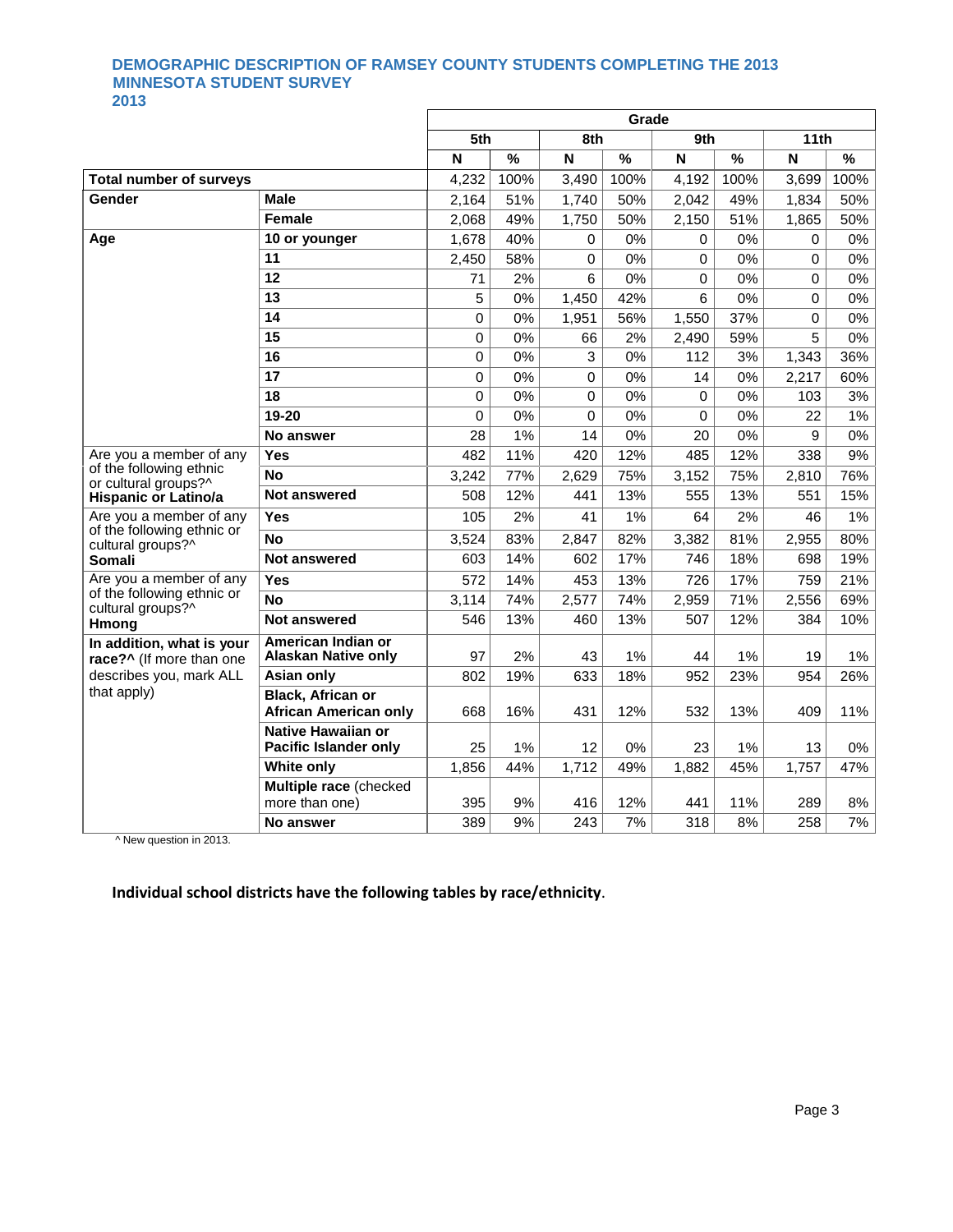## DEMOGRAPHIC DESCRIPTION OF RAMSEY COUNTY STUDENTS COMPLETING THE 2013 MINNESOTA STUDENT SURVEY

## 2013

| | | Grade | | | | | | | |
|---|---|---|---|---|---|---|---|---|---|
| | | 5th | | 8th | | 9th | | 11th | |
| | | N | % | N | % | N | % | N | % |
| **Total number of surveys** | | 4,232 | 100% | 3,490 | 100% | 4,192 | 100% | 3,699 | 100% |
| **Gender** | **Male** | 2,164 | 51% | 1,740 | 50% | 2,042 | 49% | 1,834 | 50% |
| | **Female** | 2,068 | 49% | 1,750 | 50% | 2,150 | 51% | 1,865 | 50% |
| **Age** | **10 or younger** | 1,678 | 40% | 0 | 0% | 0 | 0% | 0 | 0% |
| | **11** | 2,450 | 58% | 0 | 0% | 0 | 0% | 0 | 0% |
| | **12** | 71 | 2% | 6 | 0% | 0 | 0% | 0 | 0% |
| | **13** | 5 | 0% | 1,450 | 42% | 6 | 0% | 0 | 0% |
| | **14** | 0 | 0% | 1,951 | 56% | 1,550 | 37% | 0 | 0% |
| | **15** | 0 | 0% | 66 | 2% | 2,490 | 59% | 5 | 0% |
| | **16** | 0 | 0% | 3 | 0% | 112 | 3% | 1,343 | 36% |
| | **17** | 0 | 0% | 0 | 0% | 14 | 0% | 2,217 | 60% |
| | **18** | 0 | 0% | 0 | 0% | 0 | 0% | 103 | 3% |
| | **19-20** | 0 | 0% | 0 | 0% | 0 | 0% | 22 | 1% |
| | **No answer** | 28 | 1% | 14 | 0% | 20 | 0% | 9 | 0% |
| Are you a member of any of the following ethnic or cultural groups?^ **Hispanic or Latino/a** | **Yes** | 482 | 11% | 420 | 12% | 485 | 12% | 338 | 9% |
| | **No** | 3,242 | 77% | 2,629 | 75% | 3,152 | 75% | 2,810 | 76% |
| | **Not answered** | 508 | 12% | 441 | 13% | 555 | 13% | 551 | 15% |
| Are you a member of any of the following ethnic or cultural groups?^ **Somali** | **Yes** | 105 | 2% | 41 | 1% | 64 | 2% | 46 | 1% |
| | **No** | 3,524 | 83% | 2,847 | 82% | 3,382 | 81% | 2,955 | 80% |
| | **Not answered** | 603 | 14% | 602 | 17% | 746 | 18% | 698 | 19% |
| Are you a member of any of the following ethnic or cultural groups?^ **Hmong** | **Yes** | 572 | 14% | 453 | 13% | 726 | 17% | 759 | 21% |
| | **No** | 3,114 | 74% | 2,577 | 74% | 2,959 | 71% | 2,556 | 69% |
| | **Not answered** | 546 | 13% | 460 | 13% | 507 | 12% | 384 | 10% |
| **In addition, what is your race?^** (If more than one describes you, mark ALL that apply) | **American Indian or Alaskan Native only** | 97 | 2% | 43 | 1% | 44 | 1% | 19 | 1% |
| | **Asian only** | 802 | 19% | 633 | 18% | 952 | 23% | 954 | 26% |
| | **Black, African or African American only** | 668 | 16% | 431 | 12% | 532 | 13% | 409 | 11% |
| | **Native Hawaiian or Pacific Islander only** | 25 | 1% | 12 | 0% | 23 | 1% | 13 | 0% |
| | **White only** | 1,856 | 44% | 1,712 | 49% | 1,882 | 45% | 1,757 | 47% |
| | **Multiple race** (checked more than one) | 395 | 9% | 416 | 12% | 441 | 11% | 289 | 8% |
| | **No answer** | 389 | 9% | 243 | 7% | 318 | 8% | 258 | 7% |

^ New question in 2013.

**Individual school districts have the following tables by race/ethnicity**.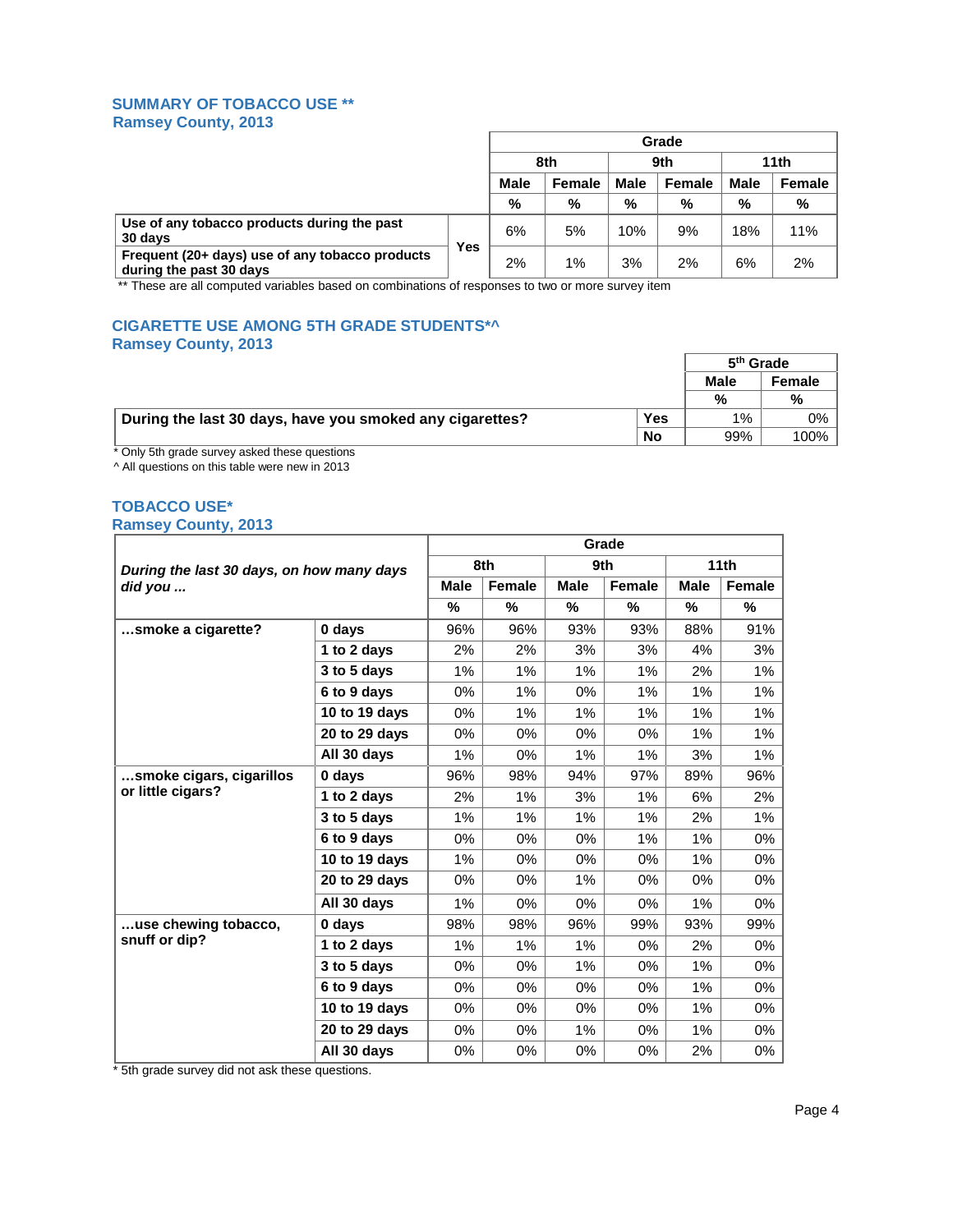## SUMMARY OF TOBACCO USE **
### Ramsey County, 2013

| | | Grade | | | | | |
|---|---|---|---|---|---|---|---|
| | | 8th | | 9th | | 11th | |
| | | Male | Female | Male | Female | Male | Female |
| | | % | % | % | % | % | % |
| Use of any tobacco products during the past 30 days | Yes | 6% | 5% | 10% | 9% | 18% | 11% |
| Frequent (20+ days) use of any tobacco products during the past 30 days | Yes | 2% | 1% | 3% | 2% | 6% | 2% |

** These are all computed variables based on combinations of responses to two or more survey item

## CIGARETTE USE AMONG 5TH GRADE STUDENTS*^
### Ramsey County, 2013

| | | 5th Grade | |
|---|---|---|---|
| | | Male | Female |
| | | % | % |
| During the last 30 days, have you smoked any cigarettes? | Yes | 1% | 0% |
| | No | 99% | 100% |

* Only 5th grade survey asked these questions
^ All questions on this table were new in 2013

## TOBACCO USE*
### Ramsey County, 2013

| *During the last 30 days, on how many days did you ...* | | Grade | | | | | |
|---|---|---|---|---|---|---|---|
| | | 8th | | 9th | | 11th | |
| | | Male | Female | Male | Female | Male | Female |
| | | % | % | % | % | % | % |
| **...smoke a cigarette?** | 0 days | 96% | 96% | 93% | 93% | 88% | 91% |
| | 1 to 2 days | 2% | 2% | 3% | 3% | 4% | 3% |
| | 3 to 5 days | 1% | 1% | 1% | 1% | 2% | 1% |
| | 6 to 9 days | 0% | 1% | 0% | 1% | 1% | 1% |
| | 10 to 19 days | 0% | 1% | 1% | 1% | 1% | 1% |
| | 20 to 29 days | 0% | 0% | 0% | 0% | 1% | 1% |
| | All 30 days | 1% | 0% | 1% | 1% | 3% | 1% |
| **...smoke cigars, cigarillos or little cigars?** | 0 days | 96% | 98% | 94% | 97% | 89% | 96% |
| | 1 to 2 days | 2% | 1% | 3% | 1% | 6% | 2% |
| | 3 to 5 days | 1% | 1% | 1% | 1% | 2% | 1% |
| | 6 to 9 days | 0% | 0% | 0% | 1% | 1% | 0% |
| | 10 to 19 days | 1% | 0% | 0% | 0% | 1% | 0% |
| | 20 to 29 days | 0% | 0% | 1% | 0% | 0% | 0% |
| | All 30 days | 1% | 0% | 0% | 0% | 1% | 0% |
| **...use chewing tobacco, snuff or dip?** | 0 days | 98% | 98% | 96% | 99% | 93% | 99% |
| | 1 to 2 days | 1% | 1% | 1% | 0% | 2% | 0% |
| | 3 to 5 days | 0% | 0% | 1% | 0% | 1% | 0% |
| | 6 to 9 days | 0% | 0% | 0% | 0% | 1% | 0% |
| | 10 to 19 days | 0% | 0% | 0% | 0% | 1% | 0% |
| | 20 to 29 days | 0% | 0% | 1% | 0% | 1% | 0% |
| | All 30 days | 0% | 0% | 0% | 0% | 2% | 0% |

* 5th grade survey did not ask these questions.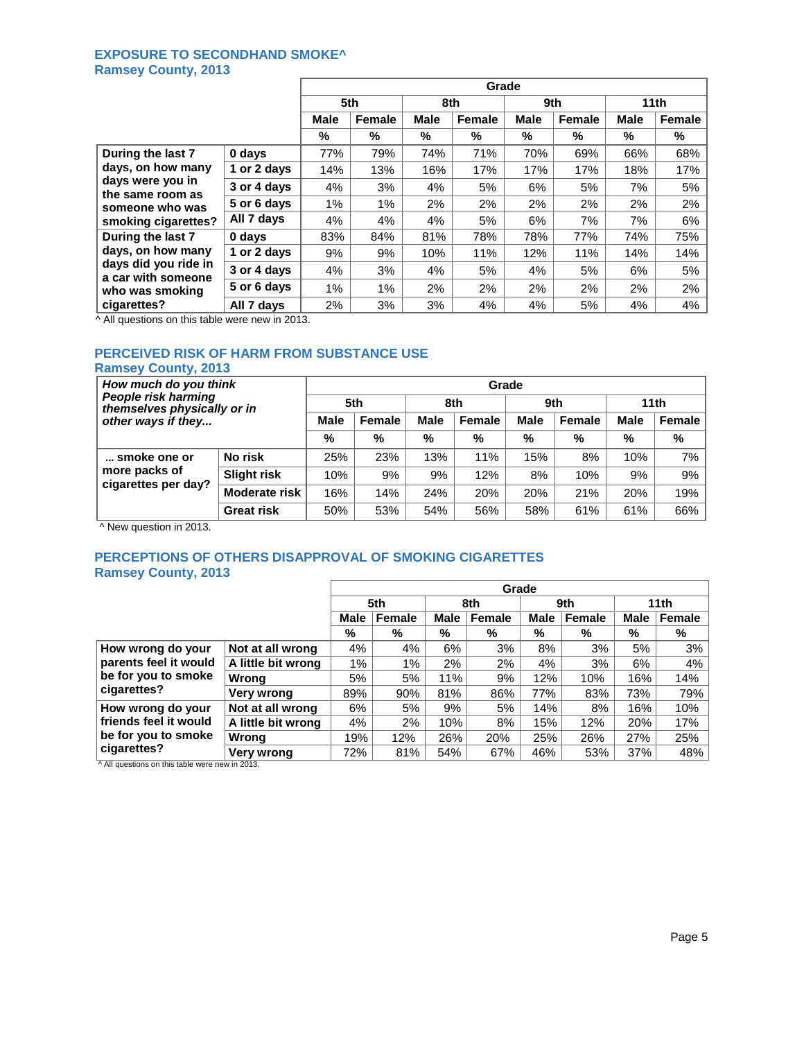## EXPOSURE TO SECONDHAND SMOKE^
### Ramsey County, 2013

| | | Grade | | | | | | | |
|---|---|---|---|---|---|---|---|---|---|
| | | 5th | | 8th | | 9th | | 11th | |
| | | Male | Female | Male | Female | Male | Female | Male | Female |
| | | % | % | % | % | % | % | % | % |
| During the last 7 days, on how many days were you in the same room as someone who was smoking cigarettes? | 0 days | 77% | 79% | 74% | 71% | 70% | 69% | 66% | 68% |
| | 1 or 2 days | 14% | 13% | 16% | 17% | 17% | 17% | 18% | 17% |
| | 3 or 4 days | 4% | 3% | 4% | 5% | 6% | 5% | 7% | 5% |
| | 5 or 6 days | 1% | 1% | 2% | 2% | 2% | 2% | 2% | 2% |
| | All 7 days | 4% | 4% | 4% | 5% | 6% | 7% | 7% | 6% |
| During the last 7 days, on how many days did you ride in a car with someone who was smoking cigarettes? | 0 days | 83% | 84% | 81% | 78% | 78% | 77% | 74% | 75% |
| | 1 or 2 days | 9% | 9% | 10% | 11% | 12% | 11% | 14% | 14% |
| | 3 or 4 days | 4% | 3% | 4% | 5% | 4% | 5% | 6% | 5% |
| | 5 or 6 days | 1% | 1% | 2% | 2% | 2% | 2% | 2% | 2% |
| | All 7 days | 2% | 3% | 3% | 4% | 4% | 5% | 4% | 4% |

^ All questions on this table were new in 2013.

## PERCEIVED RISK OF HARM FROM SUBSTANCE USE
### Ramsey County, 2013

| *How much do you think People risk harming themselves physically or in other ways if they...* | | Grade | | | | | | | |
|---|---|---|---|---|---|---|---|---|---|
| | | 5th | | 8th | | 9th | | 11th | |
| | | Male | Female | Male | Female | Male | Female | Male | Female |
| | | % | % | % | % | % | % | % | % |
| ... smoke one or more packs of cigarettes per day? | No risk | 25% | 23% | 13% | 11% | 15% | 8% | 10% | 7% |
| | Slight risk | 10% | 9% | 9% | 12% | 8% | 10% | 9% | 9% |
| | Moderate risk | 16% | 14% | 24% | 20% | 20% | 21% | 20% | 19% |
| | Great risk | 50% | 53% | 54% | 56% | 58% | 61% | 61% | 66% |

^ New question in 2013.

## PERCEPTIONS OF OTHERS DISAPPROVAL OF SMOKING CIGARETTES
### Ramsey County, 2013

| | | Grade | | | | | | | |
|---|---|---|---|---|---|---|---|---|---|
| | | 5th | | 8th | | 9th | | 11th | |
| | | Male | Female | Male | Female | Male | Female | Male | Female |
| | | % | % | % | % | % | % | % | % |
| How wrong do your parents feel it would be for you to smoke cigarettes? | Not at all wrong | 4% | 4% | 6% | 3% | 8% | 3% | 5% | 3% |
| | A little bit wrong | 1% | 1% | 2% | 2% | 4% | 3% | 6% | 4% |
| | Wrong | 5% | 5% | 11% | 9% | 12% | 10% | 16% | 14% |
| | Very wrong | 89% | 90% | 81% | 86% | 77% | 83% | 73% | 79% |
| How wrong do your friends feel it would be for you to smoke cigarettes? | Not at all wrong | 6% | 5% | 9% | 5% | 14% | 8% | 16% | 10% |
| | A little bit wrong | 4% | 2% | 10% | 8% | 15% | 12% | 20% | 17% |
| | Wrong | 19% | 12% | 26% | 20% | 25% | 26% | 27% | 25% |
| | Very wrong | 72% | 81% | 54% | 67% | 46% | 53% | 37% | 48% |

^ All questions on this table were new in 2013.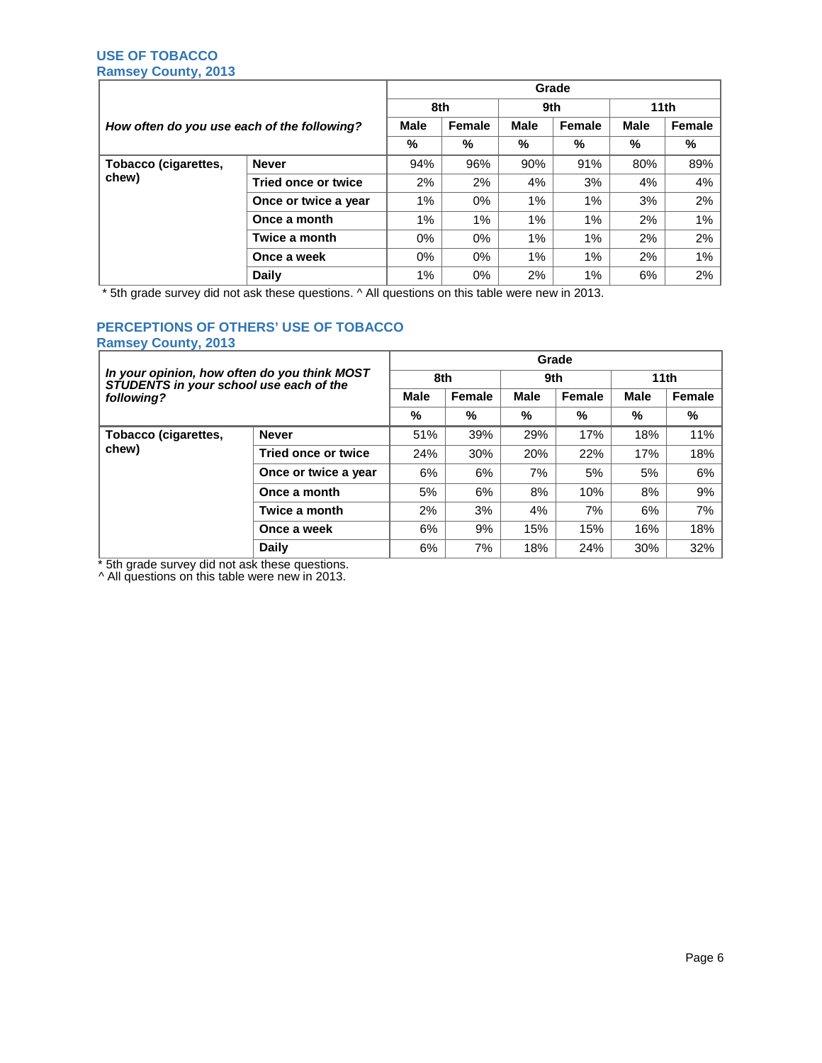## USE OF TOBACCO
### Ramsey County, 2013

| *How often do you use each of the following?* | | Grade | | | | | |
|---|---|---|---|---|---|---|---|
| | | 8th | | 9th | | 11th | |
| | | Male | Female | Male | Female | Male | Female |
| | | % | % | % | % | % | % |
| **Tobacco (cigarettes, chew)** | **Never** | 94% | 96% | 90% | 91% | 80% | 89% |
| | **Tried once or twice** | 2% | 2% | 4% | 3% | 4% | 4% |
| | **Once or twice a year** | 1% | 0% | 1% | 1% | 3% | 2% |
| | **Once a month** | 1% | 1% | 1% | 1% | 2% | 1% |
| | **Twice a month** | 0% | 0% | 1% | 1% | 2% | 2% |
| | **Once a week** | 0% | 0% | 1% | 1% | 2% | 1% |
| | **Daily** | 1% | 0% | 2% | 1% | 6% | 2% |

\* 5th grade survey did not ask these questions. ^ All questions on this table were new in 2013.

## PERCEPTIONS OF OTHERS' USE OF TOBACCO
### Ramsey County, 2013

| *In your opinion, how often do you think MOST STUDENTS in your school use each of the following?* | | Grade | | | | | |
|---|---|---|---|---|---|---|---|
| | | 8th | | 9th | | 11th | |
| | | Male | Female | Male | Female | Male | Female |
| | | % | % | % | % | % | % |
| **Tobacco (cigarettes, chew)** | **Never** | 51% | 39% | 29% | 17% | 18% | 11% |
| | **Tried once or twice** | 24% | 30% | 20% | 22% | 17% | 18% |
| | **Once or twice a year** | 6% | 6% | 7% | 5% | 5% | 6% |
| | **Once a month** | 5% | 6% | 8% | 10% | 8% | 9% |
| | **Twice a month** | 2% | 3% | 4% | 7% | 6% | 7% |
| | **Once a week** | 6% | 9% | 15% | 15% | 16% | 18% |
| | **Daily** | 6% | 7% | 18% | 24% | 30% | 32% |

\* 5th grade survey did not ask these questions.
^ All questions on this table were new in 2013.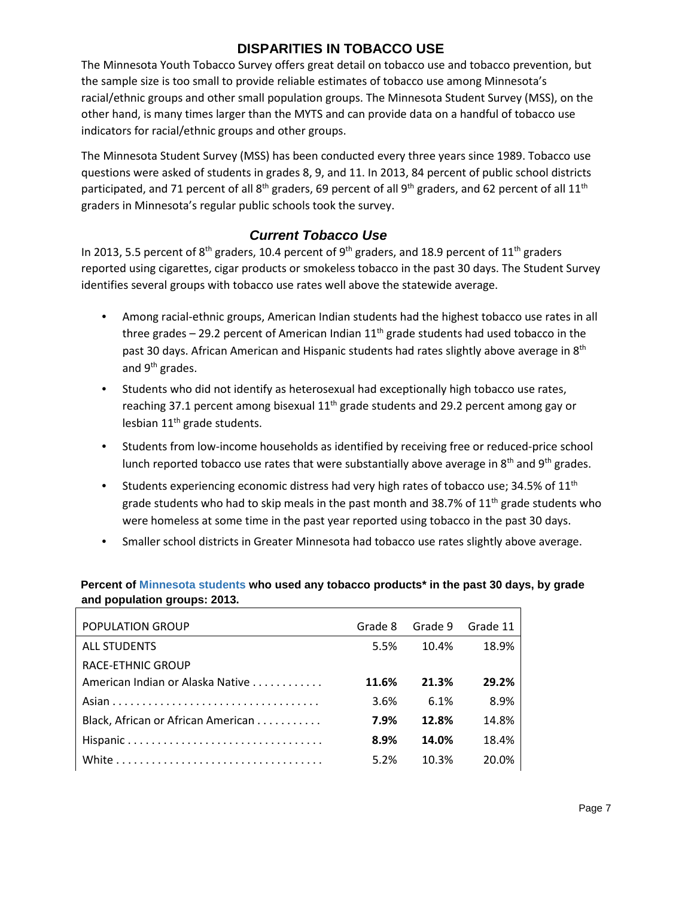## DISPARITIES IN TOBACCO USE

The Minnesota Youth Tobacco Survey offers great detail on tobacco use and tobacco prevention, but the sample size is too small to provide reliable estimates of tobacco use among Minnesota's racial/ethnic groups and other small population groups. The Minnesota Student Survey (MSS), on the other hand, is many times larger than the MYTS and can provide data on a handful of tobacco use indicators for racial/ethnic groups and other groups.

The Minnesota Student Survey (MSS) has been conducted every three years since 1989. Tobacco use questions were asked of students in grades 8, 9, and 11. In 2013, 84 percent of public school districts participated, and 71 percent of all 8th graders, 69 percent of all 9th graders, and 62 percent of all 11th graders in Minnesota's regular public schools took the survey.

### *Current Tobacco Use*

In 2013, 5.5 percent of 8th graders, 10.4 percent of 9th graders, and 18.9 percent of 11th graders reported using cigarettes, cigar products or smokeless tobacco in the past 30 days. The Student Survey identifies several groups with tobacco use rates well above the statewide average.

- Among racial-ethnic groups, American Indian students had the highest tobacco use rates in all three grades – 29.2 percent of American Indian 11th grade students had used tobacco in the past 30 days. African American and Hispanic students had rates slightly above average in 8th and 9th grades.
- Students who did not identify as heterosexual had exceptionally high tobacco use rates, reaching 37.1 percent among bisexual 11th grade students and 29.2 percent among gay or lesbian 11th grade students.
- Students from low-income households as identified by receiving free or reduced-price school lunch reported tobacco use rates that were substantially above average in 8th and 9th grades.
- Students experiencing economic distress had very high rates of tobacco use; 34.5% of 11th grade students who had to skip meals in the past month and 38.7% of 11th grade students who were homeless at some time in the past year reported using tobacco in the past 30 days.
- Smaller school districts in Greater Minnesota had tobacco use rates slightly above average.

**Percent of Minnesota students who used any tobacco products* in the past 30 days, by grade and population groups: 2013.**

| POPULATION GROUP | Grade 8 | Grade 9 | Grade 11 |
|---|---|---|---|
| ALL STUDENTS | 5.5% | 10.4% | 18.9% |
| RACE-ETHNIC GROUP | | | |
| American Indian or Alaska Native | **11.6%** | **21.3%** | **29.2%** |
| Asian | 3.6% | 6.1% | 8.9% |
| Black, African or African American | **7.9%** | **12.8%** | 14.8% |
| Hispanic | **8.9%** | **14.0%** | 18.4% |
| White | 5.2% | 10.3% | 20.0% |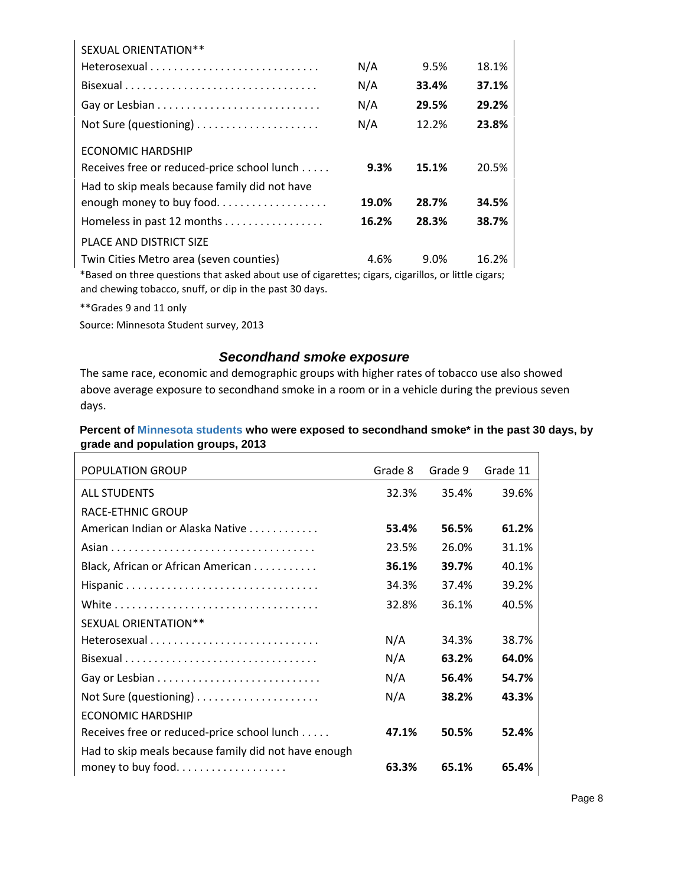| SEXUAL ORIENTATION** | | | |
|---|---|---|---|
| Heterosexual | N/A | 9.5% | 18.1% |
| Bisexual | N/A | **33.4%** | **37.1%** |
| Gay or Lesbian | N/A | **29.5%** | **29.2%** |
| Not Sure (questioning) | N/A | 12.2% | **23.8%** |
| ECONOMIC HARDSHIP | | | |
| Receives free or reduced-price school lunch | **9.3%** | **15.1%** | 20.5% |
| Had to skip meals because family did not have enough money to buy food. | **19.0%** | **28.7%** | **34.5%** |
| Homeless in past 12 months | **16.2%** | **28.3%** | **38.7%** |
| PLACE AND DISTRICT SIZE | | | |
| Twin Cities Metro area (seven counties) | 4.6% | 9.0% | 16.2% |

*Based on three questions that asked about use of cigarettes; cigars, cigarillos, or little cigars; and chewing tobacco, snuff, or dip in the past 30 days.

**Grades 9 and 11 only

Source: Minnesota Student survey, 2013

### *Secondhand smoke exposure*

The same race, economic and demographic groups with higher rates of tobacco use also showed above average exposure to secondhand smoke in a room or in a vehicle during the previous seven days.

**Percent of Minnesota students who were exposed to secondhand smoke* in the past 30 days, by grade and population groups, 2013**

| POPULATION GROUP | Grade 8 | Grade 9 | Grade 11 |
|---|---|---|---|
| ALL STUDENTS | 32.3% | 35.4% | 39.6% |
| RACE-ETHNIC GROUP | | | |
| American Indian or Alaska Native | **53.4%** | **56.5%** | **61.2%** |
| Asian | 23.5% | 26.0% | 31.1% |
| Black, African or African American | **36.1%** | **39.7%** | 40.1% |
| Hispanic | 34.3% | 37.4% | 39.2% |
| White | 32.8% | 36.1% | 40.5% |
| SEXUAL ORIENTATION** | | | |
| Heterosexual | N/A | 34.3% | 38.7% |
| Bisexual | N/A | **63.2%** | **64.0%** |
| Gay or Lesbian | N/A | **56.4%** | **54.7%** |
| Not Sure (questioning) | N/A | **38.2%** | **43.3%** |
| ECONOMIC HARDSHIP | | | |
| Receives free or reduced-price school lunch | **47.1%** | **50.5%** | **52.4%** |
| Had to skip meals because family did not have enough money to buy food. | **63.3%** | **65.1%** | **65.4%** |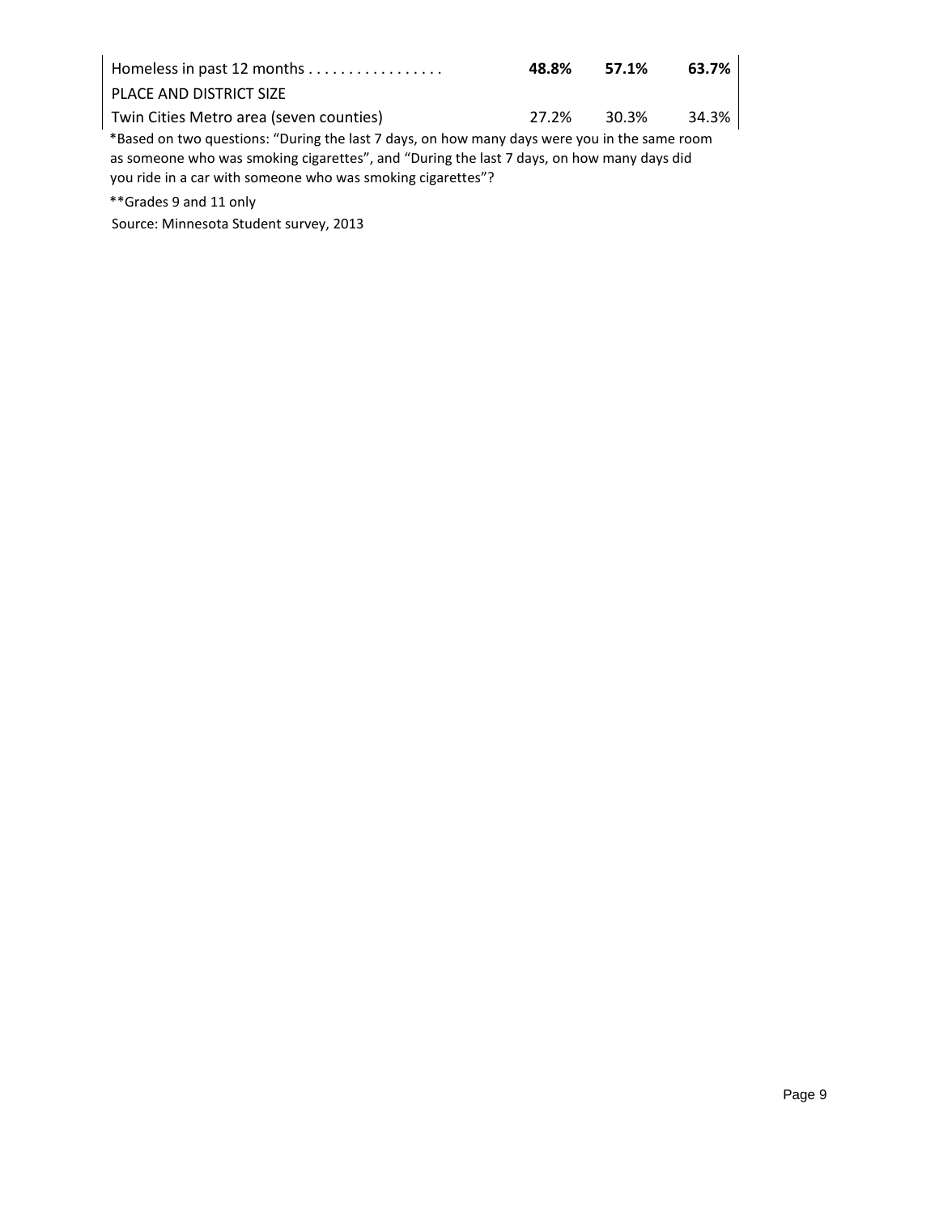| | | | |
|---|---|---|---|
| Homeless in past 12 months . . . . . . . . . . . . . . . . . | **48.8%** | **57.1%** | **63.7%** |
| PLACE AND DISTRICT SIZE | | | |
| Twin Cities Metro area (seven counties) | 27.2% | 30.3% | 34.3% |

*Based on two questions: "During the last 7 days, on how many days were you in the same room as someone who was smoking cigarettes", and "During the last 7 days, on how many days did you ride in a car with someone who was smoking cigarettes"?

**Grades 9 and 11 only

Source: Minnesota Student survey, 2013